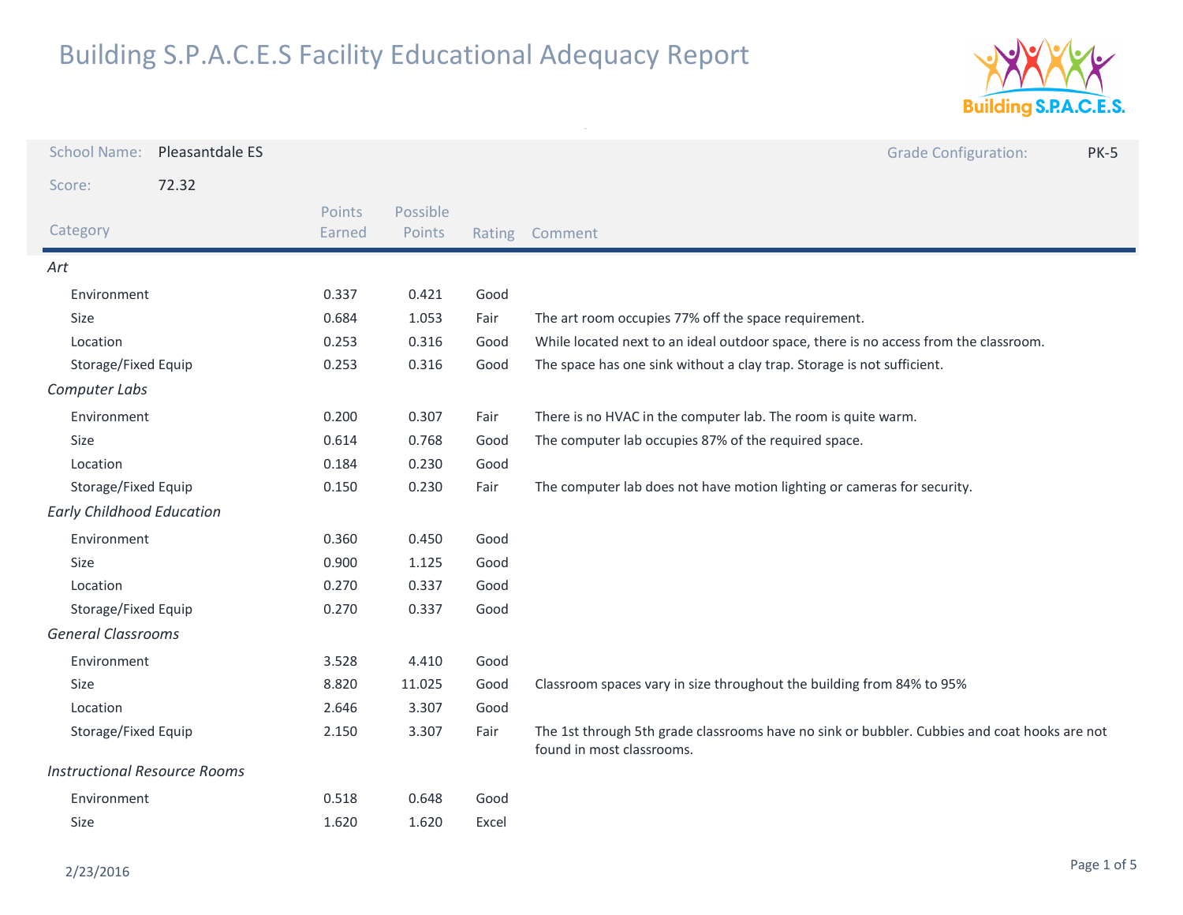# Building S.P.A.C.E.S Facility Educational Adequacy Report

**School Name:** Pleasantdale ES

**Grade Configuration:** PK-5

**Score:** 72.32

| Category | Points Earned | Possible Points | Rating | Comment |
|---|---|---|---|---|
| *Art* | | | | |
| Environment | 0.337 | 0.421 | Good | |
| Size | 0.684 | 1.053 | Fair | The art room occupies 77% off the space requirement. |
| Location | 0.253 | 0.316 | Good | While located next to an ideal outdoor space, there is no access from the classroom. |
| Storage/Fixed Equip | 0.253 | 0.316 | Good | The space has one sink without a clay trap. Storage is not sufficient. |
| *Computer Labs* | | | | |
| Environment | 0.200 | 0.307 | Fair | There is no HVAC in the computer lab. The room is quite warm. |
| Size | 0.614 | 0.768 | Good | The computer lab occupies 87% of the required space. |
| Location | 0.184 | 0.230 | Good | |
| Storage/Fixed Equip | 0.150 | 0.230 | Fair | The computer lab does not have motion lighting or cameras for security. |
| *Early Childhood Education* | | | | |
| Environment | 0.360 | 0.450 | Good | |
| Size | 0.900 | 1.125 | Good | |
| Location | 0.270 | 0.337 | Good | |
| Storage/Fixed Equip | 0.270 | 0.337 | Good | |
| *General Classrooms* | | | | |
| Environment | 3.528 | 4.410 | Good | |
| Size | 8.820 | 11.025 | Good | Classroom spaces vary in size throughout the building from 84% to 95% |
| Location | 2.646 | 3.307 | Good | |
| Storage/Fixed Equip | 2.150 | 3.307 | Fair | The 1st through 5th grade classrooms have no sink or bubbler. Cubbies and coat hooks are not found in most classrooms. |
| *Instructional Resource Rooms* | | | | |
| Environment | 0.518 | 0.648 | Good | |
| Size | 1.620 | 1.620 | Excel | |

2/23/2016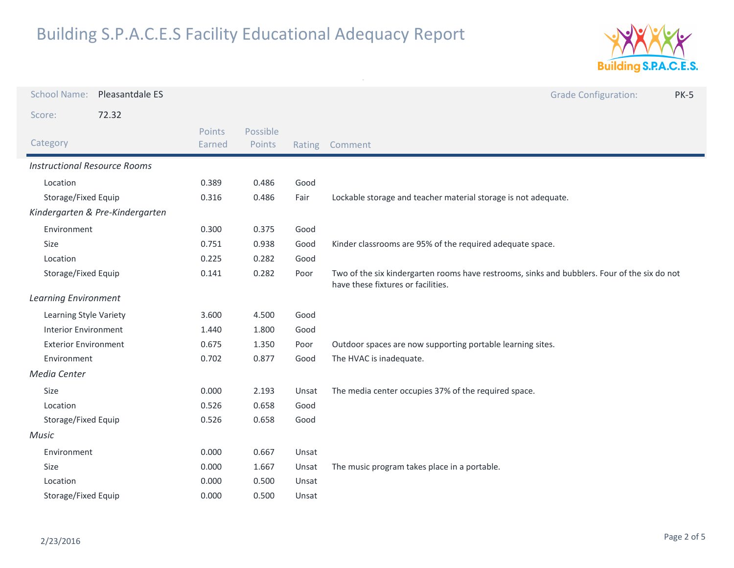# Building S.P.A.C.E.S Facility Educational Adequacy Report

School Name: Pleasantdale ES

Grade Configuration: PK-5

Score: 72.32

| Category | Points Earned | Possible Points | Rating | Comment |
|---|---|---|---|---|
| *Instructional Resource Rooms* | | | | |
| Location | 0.389 | 0.486 | Good | |
| Storage/Fixed Equip | 0.316 | 0.486 | Fair | Lockable storage and teacher material storage is not adequate. |
| *Kindergarten & Pre-Kindergarten* | | | | |
| Environment | 0.300 | 0.375 | Good | |
| Size | 0.751 | 0.938 | Good | Kinder classrooms are 95% of the required adequate space. |
| Location | 0.225 | 0.282 | Good | |
| Storage/Fixed Equip | 0.141 | 0.282 | Poor | Two of the six kindergarten rooms have restrooms, sinks and bubblers. Four of the six do not have these fixtures or facilities. |
| *Learning Environment* | | | | |
| Learning Style Variety | 3.600 | 4.500 | Good | |
| Interior Environment | 1.440 | 1.800 | Good | |
| Exterior Environment | 0.675 | 1.350 | Poor | Outdoor spaces are now supporting portable learning sites. |
| Environment | 0.702 | 0.877 | Good | The HVAC is inadequate. |
| *Media Center* | | | | |
| Size | 0.000 | 2.193 | Unsat | The media center occupies 37% of the required space. |
| Location | 0.526 | 0.658 | Good | |
| Storage/Fixed Equip | 0.526 | 0.658 | Good | |
| *Music* | | | | |
| Environment | 0.000 | 0.667 | Unsat | |
| Size | 0.000 | 1.667 | Unsat | The music program takes place in a portable. |
| Location | 0.000 | 0.500 | Unsat | |
| Storage/Fixed Equip | 0.000 | 0.500 | Unsat | |

2/23/2016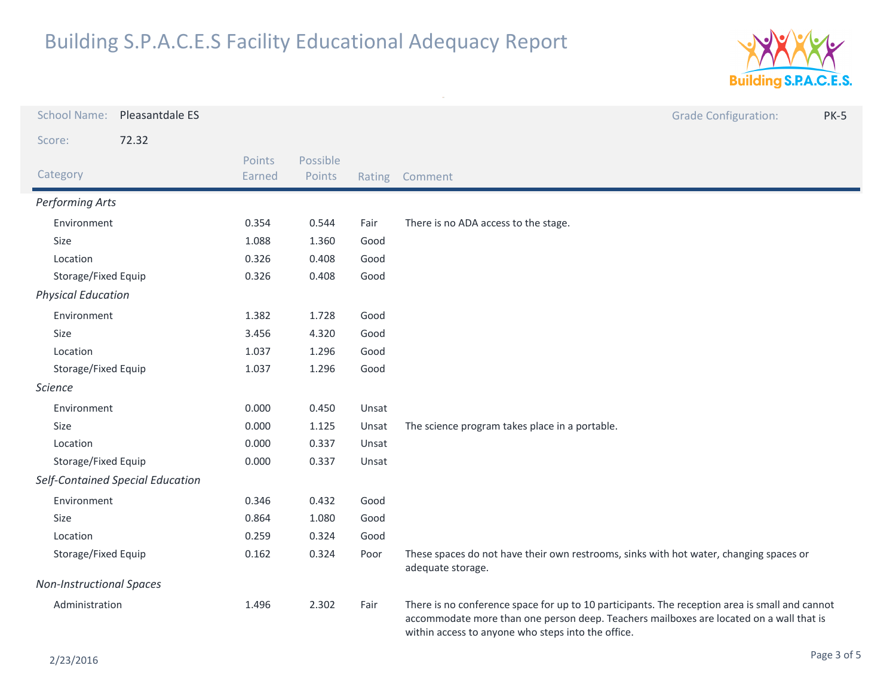# Building S.P.A.C.E.S Facility Educational Adequacy Report

School Name: Pleasantdale ES

Grade Configuration: PK-5

Score: 72.32

| Category | Points Earned | Possible Points | Rating | Comment |
|---|---|---|---|---|
| *Performing Arts* | | | | |
| Environment | 0.354 | 0.544 | Fair | There is no ADA access to the stage. |
| Size | 1.088 | 1.360 | Good | |
| Location | 0.326 | 0.408 | Good | |
| Storage/Fixed Equip | 0.326 | 0.408 | Good | |
| *Physical Education* | | | | |
| Environment | 1.382 | 1.728 | Good | |
| Size | 3.456 | 4.320 | Good | |
| Location | 1.037 | 1.296 | Good | |
| Storage/Fixed Equip | 1.037 | 1.296 | Good | |
| *Science* | | | | |
| Environment | 0.000 | 0.450 | Unsat | |
| Size | 0.000 | 1.125 | Unsat | The science program takes place in a portable. |
| Location | 0.000 | 0.337 | Unsat | |
| Storage/Fixed Equip | 0.000 | 0.337 | Unsat | |
| *Self-Contained Special Education* | | | | |
| Environment | 0.346 | 0.432 | Good | |
| Size | 0.864 | 1.080 | Good | |
| Location | 0.259 | 0.324 | Good | |
| Storage/Fixed Equip | 0.162 | 0.324 | Poor | These spaces do not have their own restrooms, sinks with hot water, changing spaces or adequate storage. |
| *Non-Instructional Spaces* | | | | |
| Administration | 1.496 | 2.302 | Fair | There is no conference space for up to 10 participants. The reception area is small and cannot accommodate more than one person deep. Teachers mailboxes are located on a wall that is within access to anyone who steps into the office. |

2/23/2016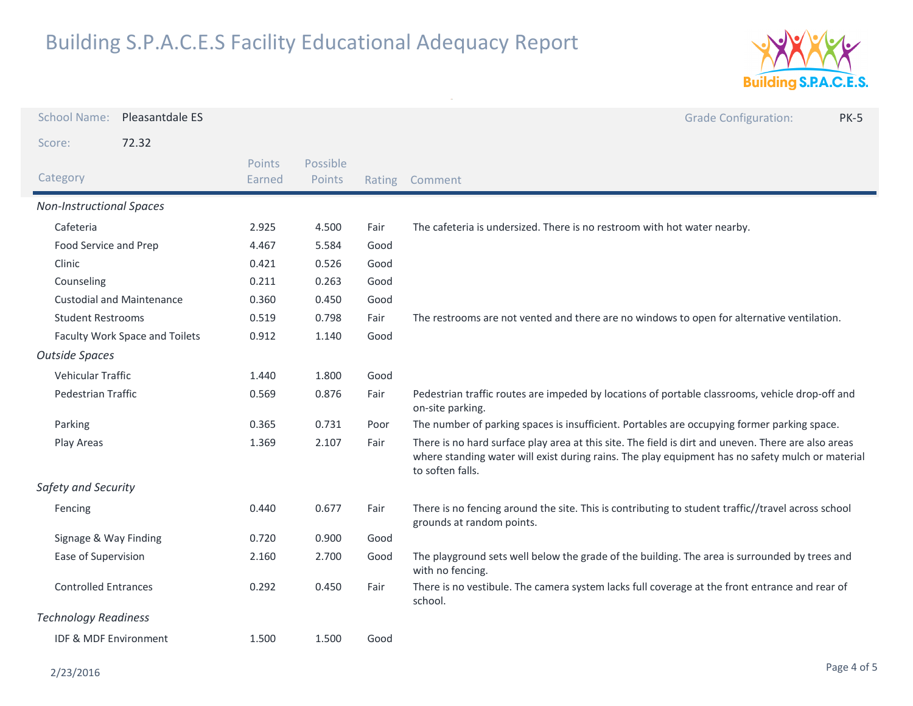# Building S.P.A.C.E.S Facility Educational Adequacy Report

**School Name:** Pleasantdale ES

**Grade Configuration:** PK-5

**Score:** 72.32

| Category | Points Earned | Possible Points | Rating | Comment |
|---|---|---|---|---|
| *Non-Instructional Spaces* | | | | |
| Cafeteria | 2.925 | 4.500 | Fair | The cafeteria is undersized. There is no restroom with hot water nearby. |
| Food Service and Prep | 4.467 | 5.584 | Good | |
| Clinic | 0.421 | 0.526 | Good | |
| Counseling | 0.211 | 0.263 | Good | |
| Custodial and Maintenance | 0.360 | 0.450 | Good | |
| Student Restrooms | 0.519 | 0.798 | Fair | The restrooms are not vented and there are no windows to open for alternative ventilation. |
| Faculty Work Space and Toilets | 0.912 | 1.140 | Good | |
| *Outside Spaces* | | | | |
| Vehicular Traffic | 1.440 | 1.800 | Good | |
| Pedestrian Traffic | 0.569 | 0.876 | Fair | Pedestrian traffic routes are impeded by locations of portable classrooms, vehicle drop-off and on-site parking. |
| Parking | 0.365 | 0.731 | Poor | The number of parking spaces is insufficient. Portables are occupying former parking space. |
| Play Areas | 1.369 | 2.107 | Fair | There is no hard surface play area at this site. The field is dirt and uneven. There are also areas where standing water will exist during rains. The play equipment has no safety mulch or material to soften falls. |
| *Safety and Security* | | | | |
| Fencing | 0.440 | 0.677 | Fair | There is no fencing around the site. This is contributing to student traffic//travel across school grounds at random points. |
| Signage & Way Finding | 0.720 | 0.900 | Good | |
| Ease of Supervision | 2.160 | 2.700 | Good | The playground sets well below the grade of the building. The area is surrounded by trees and with no fencing. |
| Controlled Entrances | 0.292 | 0.450 | Fair | There is no vestibule. The camera system lacks full coverage at the front entrance and rear of school. |
| *Technology Readiness* | | | | |
| IDF & MDF Environment | 1.500 | 1.500 | Good | |

2/23/2016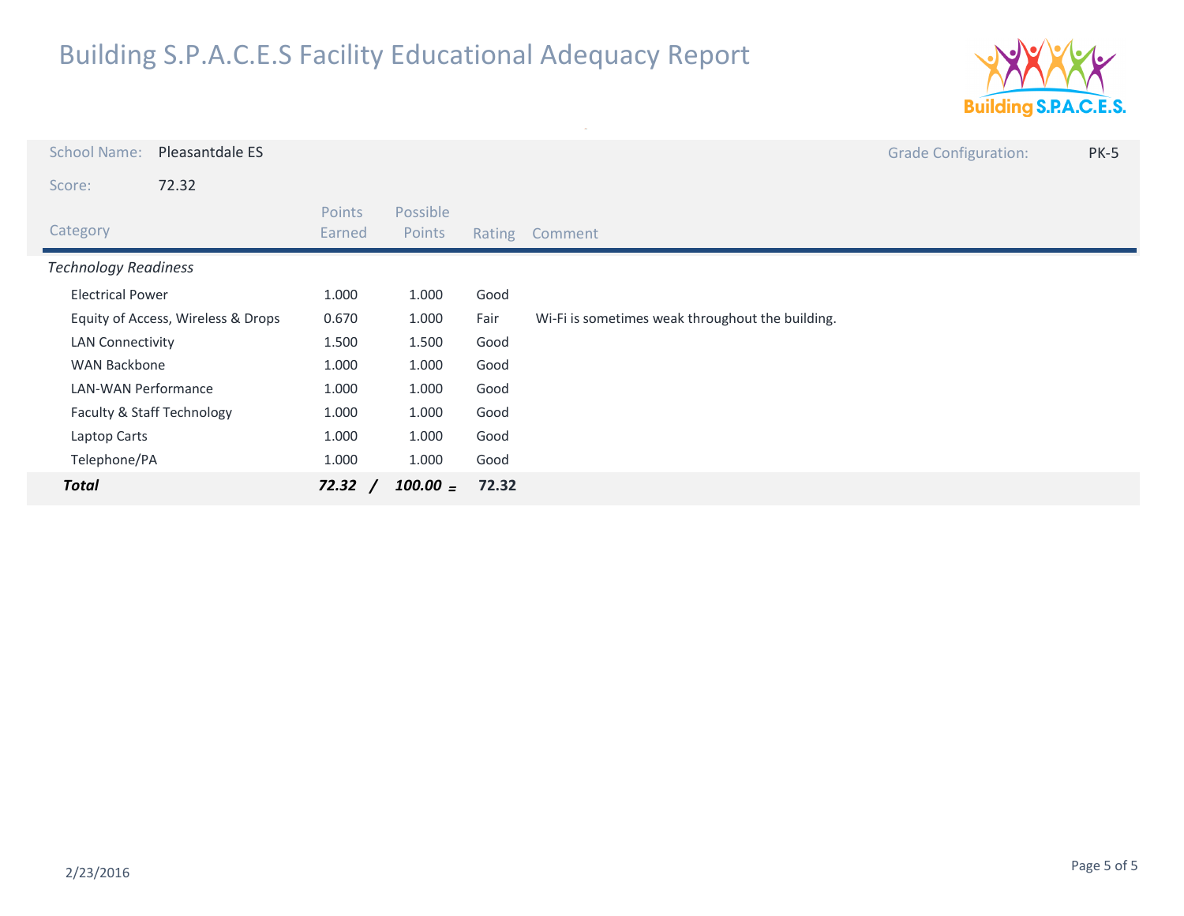# Building S.P.A.C.E.S Facility Educational Adequacy Report

School Name: Pleasantdale ES

Grade Configuration: PK-5

Score: 72.32

| Category | Points Earned | Possible Points | Rating | Comment |
|---|---|---|---|---|
| *Technology Readiness* | | | | |
| Electrical Power | 1.000 | 1.000 | Good | |
| Equity of Access, Wireless & Drops | 0.670 | 1.000 | Fair | Wi-Fi is sometimes weak throughout the building. |
| LAN Connectivity | 1.500 | 1.500 | Good | |
| WAN Backbone | 1.000 | 1.000 | Good | |
| LAN-WAN Performance | 1.000 | 1.000 | Good | |
| Faculty & Staff Technology | 1.000 | 1.000 | Good | |
| Laptop Carts | 1.000 | 1.000 | Good | |
| Telephone/PA | 1.000 | 1.000 | Good | |
| ***Total*** | ***72.32 /*** | ***100.00 =*** | **72.32** | |

2/23/2016